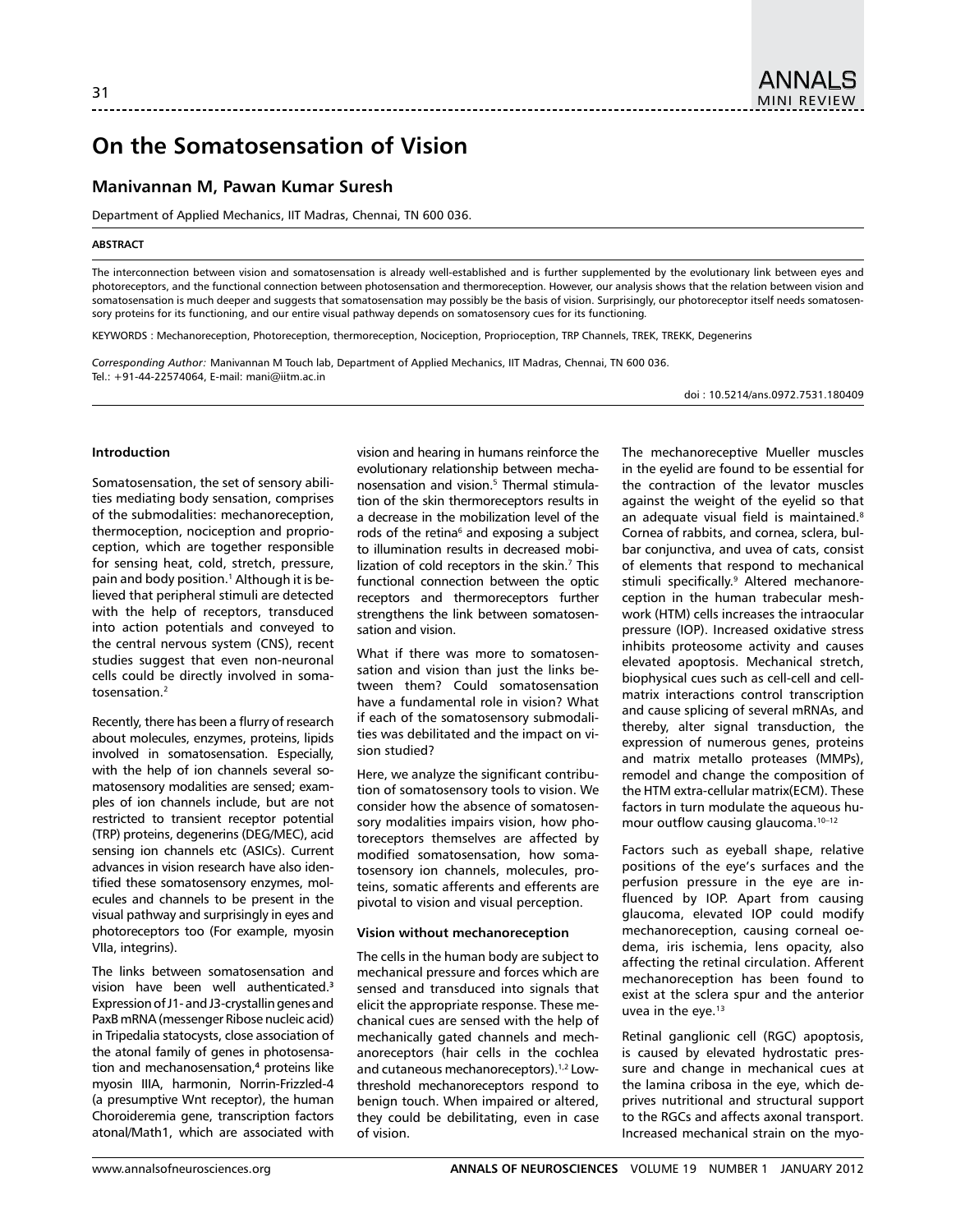# On the Somatosensation of Vision

## Manivannan M, Pawan Kumar Suresh

Department of Applied Mechanics, IIT Madras, Chennai, TN 600 036.

**ABSTRACT**

The interconnection between vision and somatosensation is already well-established and is further supplemented by the evolutionary link between eyes and photoreceptors, and the functional connection between photosensation and thermoreception. However, our analysis shows that the relation between vision and somatosensation is much deeper and suggests that somatosensation may possibly be the basis of vision. Surprisingly, our photoreceptor itself needs somatosensory proteins for its functioning, and our entire visual pathway depends on somatosensory cues for its functioning.

KEYWORDS : Mechanoreception, Photoreception, thermoreception, Nociception, Proprioception, TRP Channels, TREK, TREKK, Degenerins

*Corresponding Author:* Manivannan M Touch lab, Department of Applied Mechanics, IIT Madras, Chennai, TN 600 036.
Tel.: +91-44-22574064, E-mail: mani@iitm.ac.in

doi : 10.5214/ans.0972.7531.180409

### Introduction

Somatosensation, the set of sensory abilities mediating body sensation, comprises of the submodalities: mechanoreception, thermoception, nociception and proprioception, which are together responsible for sensing heat, cold, stretch, pressure, pain and body position.[1] Although it is believed that peripheral stimuli are detected with the help of receptors, transduced into action potentials and conveyed to the central nervous system (CNS), recent studies suggest that even non-neuronal cells could be directly involved in somatosensation.[2]

Recently, there has been a flurry of research about molecules, enzymes, proteins, lipids involved in somatosensation. Especially, with the help of ion channels several somatosensory modalities are sensed; examples of ion channels include, but are not restricted to transient receptor potential (TRP) proteins, degenerins (DEG/MEC), acid sensing ion channels etc (ASICs). Current advances in vision research have also identified these somatosensory enzymes, molecules and channels to be present in the visual pathway and surprisingly in eyes and photoreceptors too (For example, myosin VIIa, integrins).

The links between somatosensation and vision have been well authenticated.[3] Expression of J1- and J3-crystallin genes and PaxB mRNA (messenger Ribose nucleic acid) in Tripedalia statocysts, close association of the atonal family of genes in photosensation and mechanosensation,[4] proteins like myosin IIIA, harmonin, Norrin-Frizzled-4 (a presumptive Wnt receptor), the human Choroideremia gene, transcription factors atonal/Math1, which are associated with vision and hearing in humans reinforce the evolutionary relationship between mechanosensation and vision.[5] Thermal stimulation of the skin thermoreceptors results in a decrease in the mobilization level of the rods of the retina[6] and exposing a subject to illumination results in decreased mobilization of cold receptors in the skin.[7] This functional connection between the optic receptors and thermoreceptors further strengthens the link between somatosensation and vision.

What if there was more to somatosensation and vision than just the links between them? Could somatosensation have a fundamental role in vision? What if each of the somatosensory submodalities was debilitated and the impact on vision studied?

Here, we analyze the significant contribution of somatosensory tools to vision. We consider how the absence of somatosensory modalities impairs vision, how photoreceptors themselves are affected by modified somatosensation, how somatosensory ion channels, molecules, proteins, somatic afferents and efferents are pivotal to vision and visual perception.

### Vision without mechanoreception

The cells in the human body are subject to mechanical pressure and forces which are sensed and transduced into signals that elicit the appropriate response. These mechanical cues are sensed with the help of mechanically gated channels and mechanoreceptors (hair cells in the cochlea and cutaneous mechanoreceptors).[1,2] Low-threshold mechanoreceptors respond to benign touch. When impaired or altered, they could be debilitating, even in case of vision.

The mechanoreceptive Mueller muscles in the eyelid are found to be essential for the contraction of the levator muscles against the weight of the eyelid so that an adequate visual field is maintained.[8] Cornea of rabbits, and cornea, sclera, bulbar conjunctiva, and uvea of cats, consist of elements that respond to mechanical stimuli specifically.[9] Altered mechanoreception in the human trabecular meshwork (HTM) cells increases the intraocular pressure (IOP). Increased oxidative stress inhibits proteosome activity and causes elevated apoptosis. Mechanical stretch, biophysical cues such as cell-cell and cell-matrix interactions control transcription and cause splicing of several mRNAs, and thereby, alter signal transduction, the expression of numerous genes, proteins and matrix metallo proteases (MMPs), remodel and change the composition of the HTM extra-cellular matrix(ECM). These factors in turn modulate the aqueous humour outflow causing glaucoma.[10–12]

Factors such as eyeball shape, relative positions of the eye's surfaces and the perfusion pressure in the eye are influenced by IOP. Apart from causing glaucoma, elevated IOP could modify mechanoreception, causing corneal oedema, iris ischemia, lens opacity, also affecting the retinal circulation. Afferent mechanoreception has been found to exist at the sclera spur and the anterior uvea in the eye.[13]

Retinal ganglionic cell (RGC) apoptosis, is caused by elevated hydrostatic pressure and change in mechanical cues at the lamina cribosa in the eye, which deprives nutritional and structural support to the RGCs and affects axonal transport. Increased mechanical strain on the myo-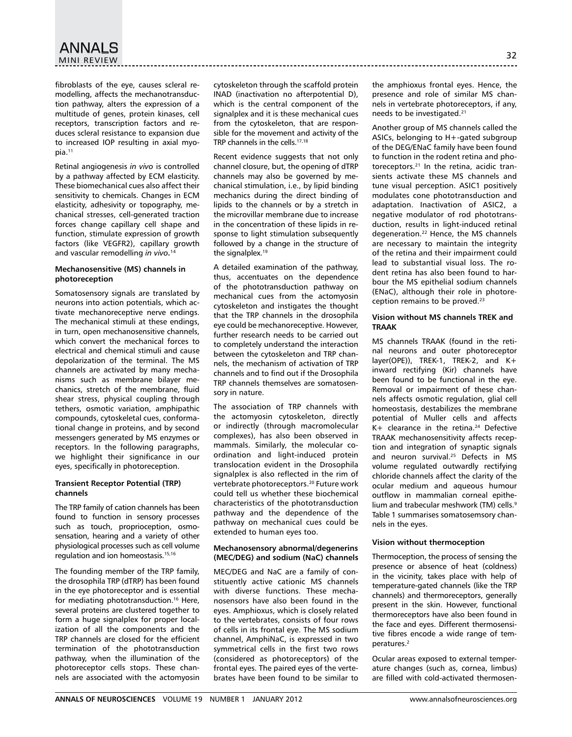fibroblasts of the eye, causes scleral remodelling, affects the mechanotransduction pathway, alters the expression of a multitude of genes, protein kinases, cell receptors, transcription factors and reduces scleral resistance to expansion due to increased IOP resulting in axial myopia.[11]

Retinal angiogenesis *in vivo* is controlled by a pathway affected by ECM elasticity. These biomechanical cues also affect their sensitivity to chemicals. Changes in ECM elasticity, adhesivity or topography, mechanical stresses, cell-generated traction forces change capillary cell shape and function, stimulate expression of growth factors (like VEGFR2), capillary growth and vascular remodelling *in vivo*.[14]

### Mechanosensitive (MS) channels in photoreception

Somatosensory signals are translated by neurons into action potentials, which activate mechanoreceptive nerve endings. The mechanical stimuli at these endings, in turn, open mechanosensitive channels, which convert the mechanical forces to electrical and chemical stimuli and cause depolarization of the terminal. The MS channels are activated by many mechanisms such as membrane bilayer mechanics, stretch of the membrane, fluid shear stress, physical coupling through tethers, osmotic variation, amphipathic compounds, cytoskeletal cues, conformational change in proteins, and by second messengers generated by MS enzymes or receptors. In the following paragraphs, we highlight their significance in our eyes, specifically in photoreception.

### Transient Receptor Potential (TRP) channels

The TRP family of cation channels has been found to function in sensory processes such as touch, proprioception, osmosensation, hearing and a variety of other physiological processes such as cell volume regulation and ion homeostasis.[15,16]

The founding member of the TRP family, the drosophila TRP (dTRP) has been found in the eye photoreceptor and is essential for mediating phototransduction.[16] Here, several proteins are clustered together to form a huge signalplex for proper localization of all the components and the TRP channels are closed for the efficient termination of the phototransduction pathway, when the illumination of the photoreceptor cells stops. These channels are associated with the actomyosin cytoskeleton through the scaffold protein INAD (inactivation no afterpotential D), which is the central component of the signalplex and it is these mechanical cues from the cytoskeleton, that are responsible for the movement and activity of the TRP channels in the cells.[17,18]

Recent evidence suggests that not only channel closure, but, the opening of dTRP channels may also be governed by mechanical stimulation, i.e., by lipid binding mechanics during the direct binding of lipids to the channels or by a stretch in the microvillar membrane due to increase in the concentration of these lipids in response to light stimulation subsequently followed by a change in the structure of the signalplex.[19]

A detailed examination of the pathway, thus, accentuates on the dependence of the phototransduction pathway on mechanical cues from the actomyosin cytoskeleton and instigates the thought that the TRP channels in the drosophila eye could be mechanoreceptive. However, further research needs to be carried out to completely understand the interaction between the cytoskeleton and TRP channels, the mechanism of activation of TRP channels and to find out if the Drosophila TRP channels themselves are somatosensory in nature.

The association of TRP channels with the actomyosin cytoskeleton, directly or indirectly (through macromolecular complexes), has also been observed in mammals. Similarly, the molecular coordination and light-induced protein translocation evident in the Drosophila signalplex is also reflected in the rim of vertebrate photoreceptors.[20] Future work could tell us whether these biochemical characteristics of the phototransduction pathway and the dependence of the pathway on mechanical cues could be extended to human eyes too.

### Mechanosensory abnormal/degenerins (MEC/DEG) and sodium (NaC) channels

MEC/DEG and NaC are a family of constituently active cationic MS channels with diverse functions. These mechanosensors have also been found in the eyes. Amphioxus, which is closely related to the vertebrates, consists of four rows of cells in its frontal eye. The MS sodium channel, AmphiNaC, is expressed in two symmetrical cells in the first two rows (considered as photoreceptors) of the frontal eyes. The paired eyes of the vertebrates have been found to be similar to the amphioxus frontal eyes. Hence, the presence and role of similar MS channels in vertebrate photoreceptors, if any, needs to be investigated.[21]

Another group of MS channels called the ASICs, belonging to H+-gated subgroup of the DEG/ENaC family have been found to function in the rodent retina and photoreceptors.[21] In the retina, acidic transients activate these MS channels and tune visual perception. ASIC1 positively modulates cone phototransduction and adaptation. Inactivation of ASIC2, a negative modulator of rod phototransduction, results in light-induced retinal degeneration.[22] Hence, the MS channels are necessary to maintain the integrity of the retina and their impairment could lead to substantial visual loss. The rodent retina has also been found to harbour the MS epithelial sodium channels (ENaC), although their role in photoreception remains to be proved.[23]

### Vision without MS channels TREK and TRAAK

MS channels TRAAK (found in the retinal neurons and outer photoreceptor layer(OPE)), TREK-1, TREK-2, and K+ inward rectifying (Kir) channels have been found to be functional in the eye. Removal or impairment of these channels affects osmotic regulation, glial cell homeostasis, destabilizes the membrane potential of Muller cells and affects K+ clearance in the retina.[24] Defective TRAAK mechanosensitivity affects reception and integration of synaptic signals and neuron survival.[25] Defects in MS volume regulated outwardly rectifying chloride channels affect the clarity of the ocular medium and aqueous humour outflow in mammalian corneal epithelium and trabecular meshwork (TM) cells.[9] Table 1 summarises somatosemsory channels in the eyes.

### Vision without thermoception

Thermoception, the process of sensing the presence or absence of heat (coldness) in the vicinity, takes place with help of temperature-gated channels (like the TRP channels) and thermoreceptors, generally present in the skin. However, functional thermoreceptors have also been found in the face and eyes. Different thermosensitive fibres encode a wide range of temperatures.[2]

Ocular areas exposed to external temperature changes (such as, cornea, limbus) are filled with cold-activated thermosen-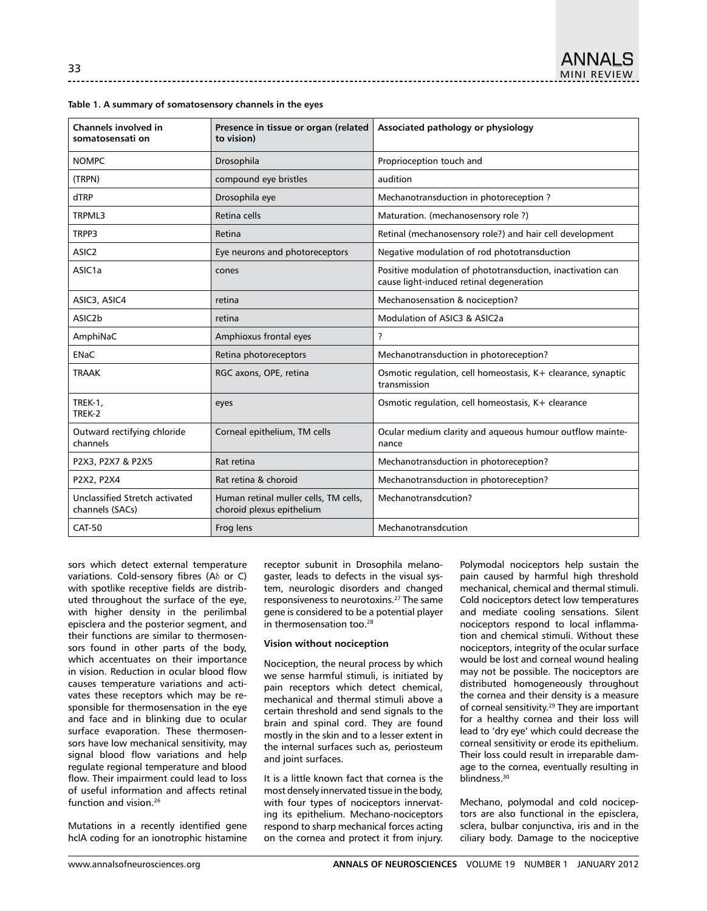**Table 1. A summary of somatosensory channels in the eyes**

| Channels involved in somatosensati on | Presence in tissue or organ (related to vision) | Associated pathology or physiology |
|---|---|---|
| NOMPC | Drosophila | Proprioception touch and |
| (TRPN) | compound eye bristles | audition |
| dTRP | Drosophila eye | Mechanotransduction in photoreception ? |
| TRPML3 | Retina cells | Maturation. (mechanosensory role ?) |
| TRPP3 | Retina | Retinal (mechanosensory role?) and hair cell development |
| ASIC2 | Eye neurons and photoreceptors | Negative modulation of rod phototransduction |
| ASIC1a | cones | Positive modulation of phototransduction, inactivation can cause light-induced retinal degeneration |
| ASIC3, ASIC4 | retina | Mechanosensation & nociception? |
| ASIC2b | retina | Modulation of ASIC3 & ASIC2a |
| AmphiNaC | Amphioxus frontal eyes | ? |
| ENaC | Retina photoreceptors | Mechanotransduction in photoreception? |
| TRAAK | RGC axons, OPE, retina | Osmotic regulation, cell homeostasis, K+ clearance, synaptic transmission |
| TREK-1, TREK-2 | eyes | Osmotic regulation, cell homeostasis, K+ clearance |
| Outward rectifying chloride channels | Corneal epithelium, TM cells | Ocular medium clarity and aqueous humour outflow maintenance |
| P2X3, P2X7 & P2X5 | Rat retina | Mechanotransduction in photoreception? |
| P2X2, P2X4 | Rat retina & choroid | Mechanotransduction in photoreception? |
| Unclassified Stretch activated channels (SACs) | Human retinal muller cells, TM cells, choroid plexus epithelium | Mechanotransdcution? |
| CAT-50 | Frog lens | Mechanotransdcution |

sors which detect external temperature variations. Cold-sensory fibres (A$\delta$ or C) with spotlike receptive fields are distributed throughout the surface of the eye, with higher density in the perilimbal episclera and the posterior segment, and their functions are similar to thermosensors found in other parts of the body, which accentuates on their importance in vision. Reduction in ocular blood flow causes temperature variations and activates these receptors which may be responsible for thermosensation in the eye and face and in blinking due to ocular surface evaporation. These thermosensors have low mechanical sensitivity, may signal blood flow variations and help regulate regional temperature and blood flow. Their impairment could lead to loss of useful information and affects retinal function and vision.[26]

Mutations in a recently identified gene hclA coding for an ionotrophic histamine receptor subunit in Drosophila melanogaster, leads to defects in the visual system, neurologic disorders and changed responsiveness to neurotoxins.[27] The same gene is considered to be a potential player in thermosensation too.[28]

**Vision without nociception**

Nociception, the neural process by which we sense harmful stimuli, is initiated by pain receptors which detect chemical, mechanical and thermal stimuli above a certain threshold and send signals to the brain and spinal cord. They are found mostly in the skin and to a lesser extent in the internal surfaces such as, periosteum and joint surfaces.

It is a little known fact that cornea is the most densely innervated tissue in the body, with four types of nociceptors innervating its epithelium. Mechano-nociceptors respond to sharp mechanical forces acting on the cornea and protect it from injury. Polymodal nociceptors help sustain the pain caused by harmful high threshold mechanical, chemical and thermal stimuli. Cold nociceptors detect low temperatures and mediate cooling sensations. Silent nociceptors respond to local inflammation and chemical stimuli. Without these nociceptors, integrity of the ocular surface would be lost and corneal wound healing may not be possible. The nociceptors are distributed homogeneously throughout the cornea and their density is a measure of corneal sensitivity.[29] They are important for a healthy cornea and their loss will lead to 'dry eye' which could decrease the corneal sensitivity or erode its epithelium. Their loss could result in irreparable damage to the cornea, eventually resulting in blindness.[30]

Mechano, polymodal and cold nociceptors are also functional in the episclera, sclera, bulbar conjunctiva, iris and in the ciliary body. Damage to the nociceptive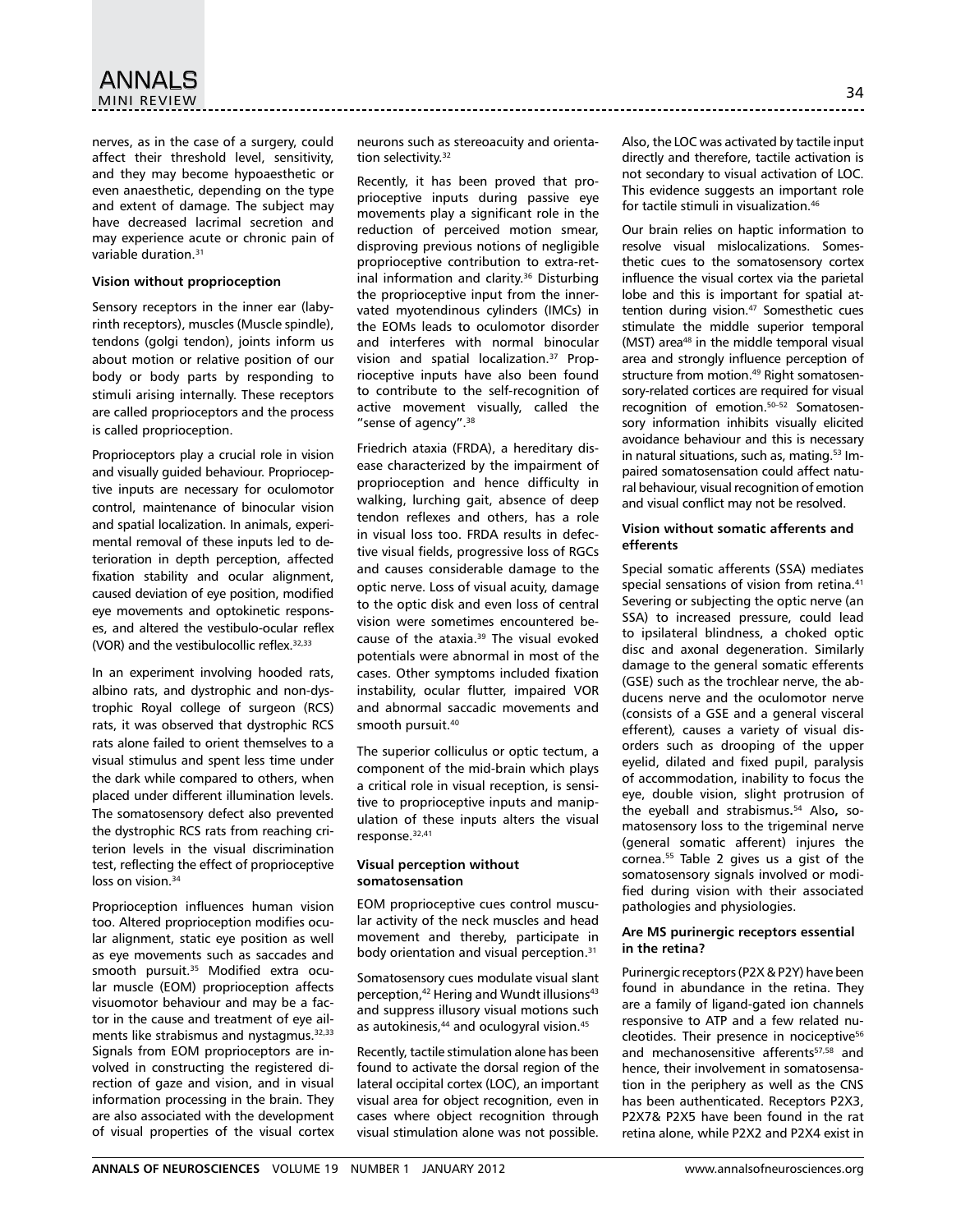nerves, as in the case of a surgery, could affect their threshold level, sensitivity, and they may become hypoaesthetic or even anaesthetic, depending on the type and extent of damage. The subject may have decreased lacrimal secretion and may experience acute or chronic pain of variable duration.[31]

### Vision without proprioception

Sensory receptors in the inner ear (labyrinth receptors), muscles (Muscle spindle), tendons (golgi tendon), joints inform us about motion or relative position of our body or body parts by responding to stimuli arising internally. These receptors are called proprioceptors and the process is called proprioception.

Proprioceptors play a crucial role in vision and visually guided behaviour. Proprioceptive inputs are necessary for oculomotor control, maintenance of binocular vision and spatial localization. In animals, experimental removal of these inputs led to deterioration in depth perception, affected fixation stability and ocular alignment, caused deviation of eye position, modified eye movements and optokinetic responses, and altered the vestibulo-ocular reflex (VOR) and the vestibulocollic reflex.[32,33]

In an experiment involving hooded rats, albino rats, and dystrophic and non-dystrophic Royal college of surgeon (RCS) rats, it was observed that dystrophic RCS rats alone failed to orient themselves to a visual stimulus and spent less time under the dark while compared to others, when placed under different illumination levels. The somatosensory defect also prevented the dystrophic RCS rats from reaching criterion levels in the visual discrimination test, reflecting the effect of proprioceptive loss on vision.[34]

Proprioception influences human vision too. Altered proprioception modifies ocular alignment, static eye position as well as eye movements such as saccades and smooth pursuit.[35] Modified extra ocular muscle (EOM) proprioception affects visuomotor behaviour and may be a factor in the cause and treatment of eye ailments like strabismus and nystagmus.[32,33] Signals from EOM proprioceptors are involved in constructing the registered direction of gaze and vision, and in visual information processing in the brain. They are also associated with the development of visual properties of the visual cortex neurons such as stereoacuity and orientation selectivity.[32]

Recently, it has been proved that proprioceptive inputs during passive eye movements play a significant role in the reduction of perceived motion smear, disproving previous notions of negligible proprioceptive contribution to extra-retinal information and clarity.[36] Disturbing the proprioceptive input from the innervated myotendinous cylinders (IMCs) in the EOMs leads to oculomotor disorder and interferes with normal binocular vision and spatial localization.[37] Proprioceptive inputs have also been found to contribute to the self-recognition of active movement visually, called the "sense of agency".[38]

Friedrich ataxia (FRDA), a hereditary disease characterized by the impairment of proprioception and hence difficulty in walking, lurching gait, absence of deep tendon reflexes and others, has a role in visual loss too. FRDA results in defective visual fields, progressive loss of RGCs and causes considerable damage to the optic nerve. Loss of visual acuity, damage to the optic disk and even loss of central vision were sometimes encountered because of the ataxia.[39] The visual evoked potentials were abnormal in most of the cases. Other symptoms included fixation instability, ocular flutter, impaired VOR and abnormal saccadic movements and smooth pursuit.[40]

The superior colliculus or optic tectum, a component of the mid-brain which plays a critical role in visual reception, is sensitive to proprioceptive inputs and manipulation of these inputs alters the visual response.[32,41]

### Visual perception without somatosensation

EOM proprioceptive cues control muscular activity of the neck muscles and head movement and thereby, participate in body orientation and visual perception.[31]

Somatosensory cues modulate visual slant perception,[42] Hering and Wundt illusions[43] and suppress illusory visual motions such as autokinesis,[44] and oculogyral vision.[45]

Recently, tactile stimulation alone has been found to activate the dorsal region of the lateral occipital cortex (LOC), an important visual area for object recognition, even in cases where object recognition through visual stimulation alone was not possible. Also, the LOC was activated by tactile input directly and therefore, tactile activation is not secondary to visual activation of LOC. This evidence suggests an important role for tactile stimuli in visualization.[46]

Our brain relies on haptic information to resolve visual mislocalizations. Somesthetic cues to the somatosensory cortex influence the visual cortex via the parietal lobe and this is important for spatial attention during vision.[47] Somesthetic cues stimulate the middle superior temporal (MST) area[48] in the middle temporal visual area and strongly influence perception of structure from motion.[49] Right somatosensory-related cortices are required for visual recognition of emotion.[50–52] Somatosensory information inhibits visually elicited avoidance behaviour and this is necessary in natural situations, such as, mating.[53] Impaired somatosensation could affect natural behaviour, visual recognition of emotion and visual conflict may not be resolved.

### Vision without somatic afferents and efferents

Special somatic afferents (SSA) mediates special sensations of vision from retina.[41] Severing or subjecting the optic nerve (an SSA) to increased pressure, could lead to ipsilateral blindness, a choked optic disc and axonal degeneration. Similarly damage to the general somatic efferents (GSE) such as the trochlear nerve, the abducens nerve and the oculomotor nerve (consists of a GSE and a general visceral efferent), causes a variety of visual disorders such as drooping of the upper eyelid, dilated and fixed pupil, paralysis of accommodation, inability to focus the eye, double vision, slight protrusion of the eyeball and strabismus.[54] Also, somatosensory loss to the trigeminal nerve (general somatic afferent) injures the cornea.[55] Table 2 gives us a gist of the somatosensory signals involved or modified during vision with their associated pathologies and physiologies.

### Are MS purinergic receptors essential in the retina?

Purinergic receptors (P2X & P2Y) have been found in abundance in the retina. They are a family of ligand-gated ion channels responsive to ATP and a few related nucleotides. Their presence in nociceptive[56] and mechanosensitive afferents[57,58] and hence, their involvement in somatosensation in the periphery as well as the CNS has been authenticated. Receptors P2X3, P2X7& P2X5 have been found in the rat retina alone, while P2X2 and P2X4 exist in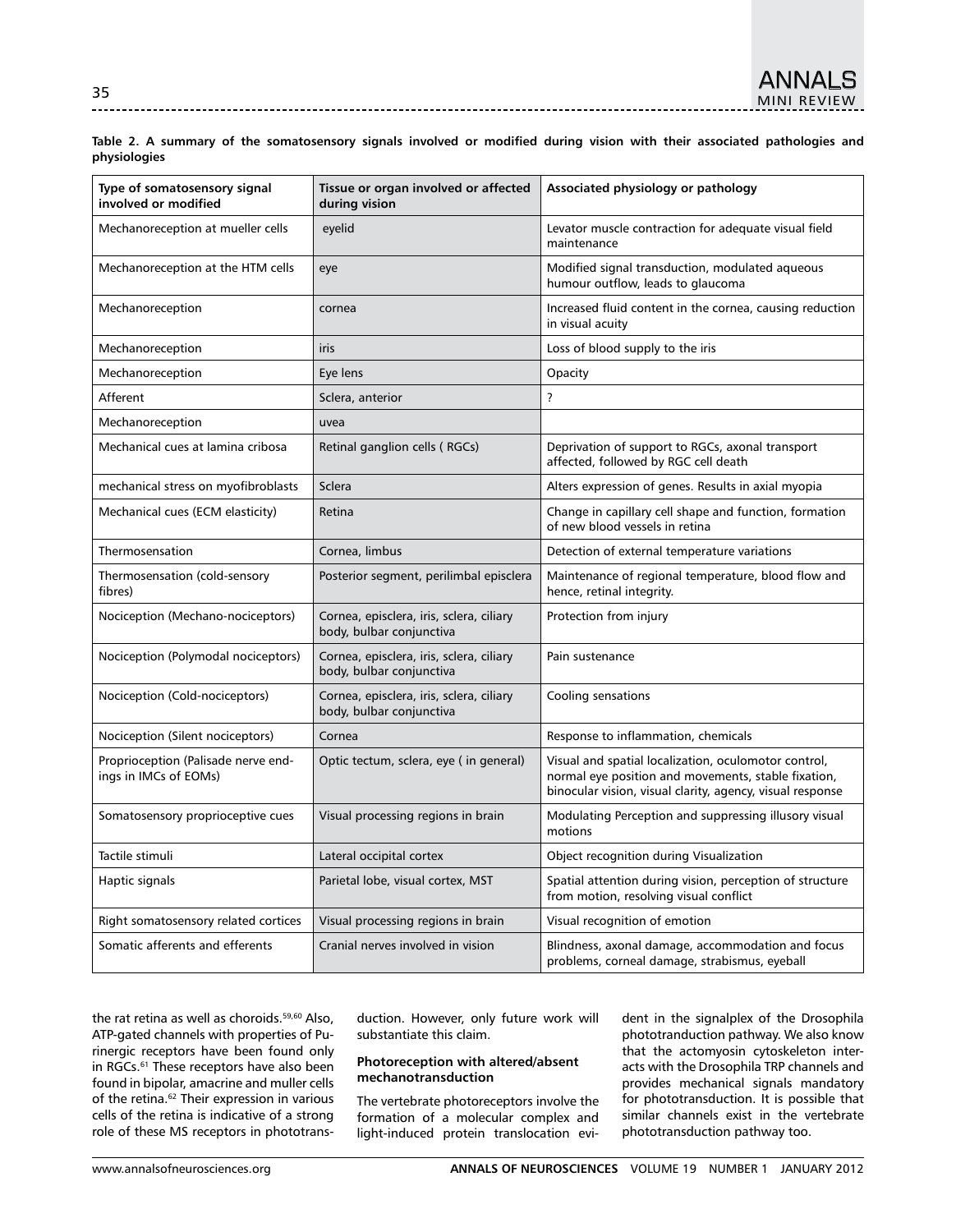**Table 2. A summary of the somatosensory signals involved or modified during vision with their associated pathologies and physiologies**

| Type of somatosensory signal involved or modified | Tissue or organ involved or affected during vision | Associated physiology or pathology |
|---|---|---|
| Mechanoreception at mueller cells | eyelid | Levator muscle contraction for adequate visual field maintenance |
| Mechanoreception at the HTM cells | eye | Modified signal transduction, modulated aqueous humour outflow, leads to glaucoma |
| Mechanoreception | cornea | Increased fluid content in the cornea, causing reduction in visual acuity |
| Mechanoreception | iris | Loss of blood supply to the iris |
| Mechanoreception | Eye lens | Opacity |
| Afferent | Sclera, anterior | ? |
| Mechanoreception | uvea | |
| Mechanical cues at lamina cribosa | Retinal ganglion cells ( RGCs) | Deprivation of support to RGCs, axonal transport affected, followed by RGC cell death |
| mechanical stress on myofibroblasts | Sclera | Alters expression of genes. Results in axial myopia |
| Mechanical cues (ECM elasticity) | Retina | Change in capillary cell shape and function, formation of new blood vessels in retina |
| Thermosensation | Cornea, limbus | Detection of external temperature variations |
| Thermosensation (cold-sensory fibres) | Posterior segment, perilimbal episclera | Maintenance of regional temperature, blood flow and hence, retinal integrity. |
| Nociception (Mechano-nociceptors) | Cornea, episclera, iris, sclera, ciliary body, bulbar conjunctiva | Protection from injury |
| Nociception (Polymodal nociceptors) | Cornea, episclera, iris, sclera, ciliary body, bulbar conjunctiva | Pain sustenance |
| Nociception (Cold-nociceptors) | Cornea, episclera, iris, sclera, ciliary body, bulbar conjunctiva | Cooling sensations |
| Nociception (Silent nociceptors) | Cornea | Response to inflammation, chemicals |
| Proprioception (Palisade nerve endings in IMCs of EOMs) | Optic tectum, sclera, eye ( in general) | Visual and spatial localization, oculomotor control, normal eye position and movements, stable fixation, binocular vision, visual clarity, agency, visual response |
| Somatosensory proprioceptive cues | Visual processing regions in brain | Modulating Perception and suppressing illusory visual motions |
| Tactile stimuli | Lateral occipital cortex | Object recognition during Visualization |
| Haptic signals | Parietal lobe, visual cortex, MST | Spatial attention during vision, perception of structure from motion, resolving visual conflict |
| Right somatosensory related cortices | Visual processing regions in brain | Visual recognition of emotion |
| Somatic afferents and efferents | Cranial nerves involved in vision | Blindness, axonal damage, accommodation and focus problems, corneal damage, strabismus, eyeball |

the rat retina as well as choroids.[59,60] Also, ATP-gated channels with properties of Purinergic receptors have been found only in RGCs.[61] These receptors have also been found in bipolar, amacrine and muller cells of the retina.[62] Their expression in various cells of the retina is indicative of a strong role of these MS receptors in phototransduction. However, only future work will substantiate this claim.

#### Photoreception with altered/absent mechanotransduction

The vertebrate photoreceptors involve the formation of a molecular complex and light-induced protein translocation evident in the signalplex of the Drosophila phototranduction pathway. We also know that the actomyosin cytoskeleton interacts with the Drosophila TRP channels and provides mechanical signals mandatory for phototransduction. It is possible that similar channels exist in the vertebrate phototransduction pathway too.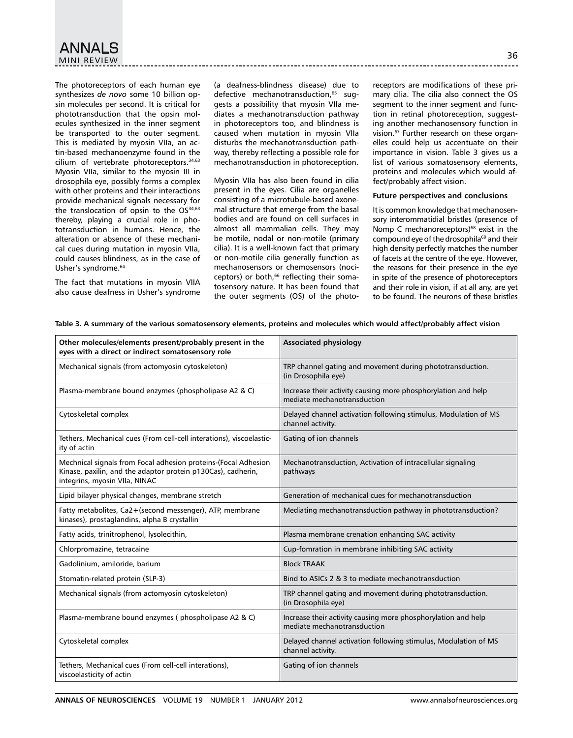The photoreceptors of each human eye synthesizes *de novo* some 10 billion opsin molecules per second. It is critical for phototransduction that the opsin molecules synthesized in the inner segment be transported to the outer segment. This is mediated by myosin VIIa, an actin-based mechanoenzyme found in the cilium of vertebrate photoreceptors.[34,63] Myosin VIIa, similar to the myosin III in drosophila eye, possibly forms a complex with other proteins and their interactions provide mechanical signals necessary for the translocation of opsin to the OS[34,63] thereby, playing a crucial role in phototransduction in humans. Hence, the alteration or absence of these mechanical cues during mutation in myosin VIIa, could causes blindness, as in the case of Usher's syndrome.[64]

The fact that mutations in myosin VIIA also cause deafness in Usher's syndrome (a deafness-blindness disease) due to defective mechanotransduction,[65] suggests a possibility that myosin VIIa mediates a mechanotransduction pathway in photoreceptors too, and blindness is caused when mutation in myosin VIIa disturbs the mechanotransduction pathway, thereby reflecting a possible role for mechanotransduction in photoreception.

Myosin VIIa has also been found in cilia present in the eyes. Cilia are organelles consisting of a microtubule-based axonemal structure that emerge from the basal bodies and are found on cell surfaces in almost all mammalian cells. They may be motile, nodal or non-motile (primary cilia). It is a well-known fact that primary or non-motile cilia generally function as mechanosensors or chemosensors (nociceptors) or both,[66] reflecting their somatosensory nature. It has been found that the outer segments (OS) of the photoreceptors are modifications of these primary cilia. The cilia also connect the OS segment to the inner segment and function in retinal photoreception, suggesting another mechanosensory function in vision.[67] Further research on these organelles could help us accentuate on their importance in vision. Table 3 gives us a list of various somatosensory elements, proteins and molecules which would affect/probably affect vision.

## Future perspectives and conclusions

It is common knowledge that mechanosensory interommatidial bristles (presence of Nomp C mechanoreceptors)[68] exist in the compound eye of the drosophila[69] and their high density perfectly matches the number of facets at the centre of the eye. However, the reasons for their presence in the eye in spite of the presence of photoreceptors and their role in vision, if at all any, are yet to be found. The neurons of these bristles

**Table 3. A summary of the various somatosensory elements, proteins and molecules which would affect/probably affect vision**

| Other molecules/elements present/probably present in the eyes with a direct or indirect somatosensory role | Associated physiology |
|---|---|
| Mechanical signals (from actomyosin cytoskeleton) | TRP channel gating and movement during phototransduction. (in Drosophila eye) |
| Plasma-membrane bound enzymes (phospholipase A2 & C) | Increase their activity causing more phosphorylation and help mediate mechanotransduction |
| Cytoskeletal complex | Delayed channel activation following stimulus, Modulation of MS channel activity. |
| Tethers, Mechanical cues (From cell-cell interations), viscoelasticity of actin | Gating of ion channels |
| Mechnical signals from Focal adhesion proteins-(Focal Adhesion Kinase, paxilin, and the adaptor protein p130Cas), cadherin, integrins, myosin VIIa, NINAC | Mechanotransduction, Activation of intracellular signaling pathways |
| Lipid bilayer physical changes, membrane stretch | Generation of mechanical cues for mechanotransduction |
| Fatty metabolites, Ca2+(second messenger), ATP, membrane kinases), prostaglandins, alpha B crystallin | Mediating mechanotransduction pathway in phototransduction? |
| Fatty acids, trinitrophenol, lysolecithin, | Plasma membrane crenation enhancing SAC activity |
| Chlorpromazine, tetracaine | Cup-fomration in membrane inhibiting SAC activity |
| Gadolinium, amiloride, barium | Block TRAAK |
| Stomatin-related protein (SLP-3) | Bind to ASICs 2 & 3 to mediate mechanotransduction |
| Mechanical signals (from actomyosin cytoskeleton) | TRP channel gating and movement during phototransduction. (in Drosophila eye) |
| Plasma-membrane bound enzymes ( phospholipase A2 & C) | Increase their activity causing more phosphorylation and help mediate mechanotransduction |
| Cytoskeletal complex | Delayed channel activation following stimulus, Modulation of MS channel activity. |
| Tethers, Mechanical cues (From cell-cell interations), viscoelasticity of actin | Gating of ion channels |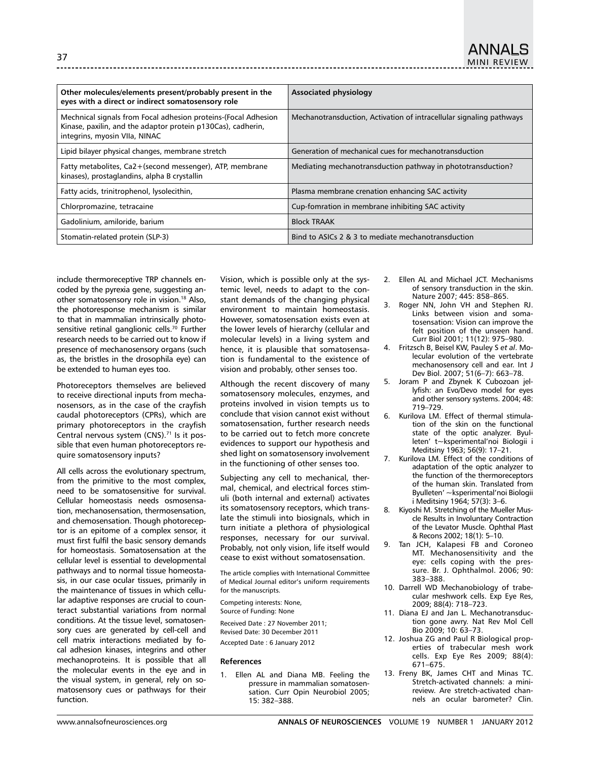| Other molecules/elements present/probably present in the eyes with a direct or indirect somatosensory role | Associated physiology |
|---|---|
| Mechnical signals from Focal adhesion proteins-(Focal Adhesion Kinase, paxilin, and the adaptor protein p130Cas), cadherin, integrins, myosin VIIa, NINAC | Mechanotransduction, Activation of intracellular signaling pathways |
| Lipid bilayer physical changes, membrane stretch | Generation of mechanical cues for mechanotransduction |
| Fatty metabolites, Ca2+(second messenger), ATP, membrane kinases), prostaglandins, alpha B crystallin | Mediating mechanotransduction pathway in phototransduction? |
| Fatty acids, trinitrophenol, lysolecithin, | Plasma membrane crenation enhancing SAC activity |
| Chlorpromazine, tetracaine | Cup-fomration in membrane inhibiting SAC activity |
| Gadolinium, amiloride, barium | Block TRAAK |
| Stomatin-related protein (SLP-3) | Bind to ASICs 2 & 3 to mediate mechanotransduction |

include thermoreceptive TRP channels encoded by the pyrexia gene, suggesting another somatosensory role in vision.[18] Also, the photoresponse mechanism is similar to that in mammalian intrinsically photosensitive retinal ganglionic cells.[70] Further research needs to be carried out to know if presence of mechanosensory organs (such as, the bristles in the drosophila eye) can be extended to human eyes too.

Photoreceptors themselves are believed to receive directional inputs from mechanosensors, as in the case of the crayfish caudal photoreceptors (CPRs), which are primary photoreceptors in the crayfish Central nervous system (CNS).[71] Is it possible that even human photoreceptors require somatosensory inputs?

All cells across the evolutionary spectrum, from the primitive to the most complex, need to be somatosensitive for survival. Cellular homeostasis needs osmosensation, mechanosensation, thermosensation, and chemosensation. Though photoreceptor is an epitome of a complex sensor, it must first fulfil the basic sensory demands for homeostasis. Somatosensation at the cellular level is essential to developmental pathways and to normal tissue homeostasis, in our case ocular tissues, primarily in the maintenance of tissues in which cellular adaptive responses are crucial to counteract substantial variations from normal conditions. At the tissue level, somatosensory cues are generated by cell-cell and cell matrix interactions mediated by focal adhesion kinases, integrins and other mechanoproteins. It is possible that all the molecular events in the eye and in the visual system, in general, rely on somatosensory cues or pathways for their function.

Vision, which is possible only at the systemic level, needs to adapt to the constant demands of the changing physical environment to maintain homeostasis. However, somatosensation exists even at the lower levels of hierarchy (cellular and molecular levels) in a living system and hence, it is plausible that somatosensation is fundamental to the existence of vision and probably, other senses too.

Although the recent discovery of many somatosensory molecules, enzymes, and proteins involved in vision tempts us to conclude that vision cannot exist without somatosensation, further research needs to be carried out to fetch more concrete evidences to support our hypothesis and shed light on somatosensory involvement in the functioning of other senses too.

Subjecting any cell to mechanical, thermal, chemical, and electrical forces stimuli (both internal and external) activates its somatosensory receptors, which translate the stimuli into biosignals, which in turn initiate a plethora of physiological responses, necessary for our survival. Probably, not only vision, life itself would cease to exist without somatosensation.

The article complies with International Committee of Medical Journal editor's uniform requirements for the manuscripts.

Competing interests: None, Source of Funding: None

Received Date : 27 November 2011; Revised Date: 30 December 2011

Accepted Date : 6 January 2012

## References

1. Ellen AL and Diana MB. Feeling the pressure in mammalian somatosensation. Curr Opin Neurobiol 2005; 15: 382–388.
2. Ellen AL and Michael JCT. Mechanisms of sensory transduction in the skin. Nature 2007; 445: 858–865.
3. Roger NN, John VH and Stephen RJ. Links between vision and somatosensation: Vision can improve the felt position of the unseen hand. Curr Biol 2001; 11(12): 975–980.
4. Fritzsch B, Beisel KW, Pauley S *et al*. Molecular evolution of the vertebrate mechanosensory cell and ear. Int J Dev Biol. 2007; 51(6–7): 663–78.
5. Joram P and Zbynek K Cubozoan jellyfish: an Evo/Devo model for eyes and other sensory systems. 2004; 48: 719–729.
6. Kurilova LM. Effect of thermal stimulation of the skin on the functional state of the optic analyzer. Byulleten' t~ksperimental'noi Biologii i Meditsiny 1963; 56(9): 17–21.
7. Kurilova LM. Effect of the conditions of adaptation of the optic analyzer to the function of the thermoreceptors of the human skin. Translated from Byulleten' ~ksperimental'noi Biologii i Meditsiny 1964; 57(3): 3–6.
8. Kiyoshi M. Stretching of the Mueller Muscle Results in Involuntary Contraction of the Levator Muscle. Ophthal Plast & Recons 2002; 18(1): 5–10.
9. Tan JCH, Kalapesi FB and Coroneo MT. Mechanosensitivity and the eye: cells coping with the pressure. Br. J. Ophthalmol. 2006; 90: 383–388.
10. Darrell WD Mechanobiology of trabecular meshwork cells. Exp Eye Res, 2009; 88(4): 718–723.
11. Diana EJ and Jan L. Mechanotransduction gone awry. Nat Rev Mol Cell Bio 2009; 10: 63–73.
12. Joshua ZG and Paul R Biological properties of trabecular mesh work cells. Exp Eye Res 2009; 88(4): 671–675.
13. Freny BK, James CHT and Minas TC. Stretch-activated channels: a minireview. Are stretch-activated channels an ocular barometer? Clin.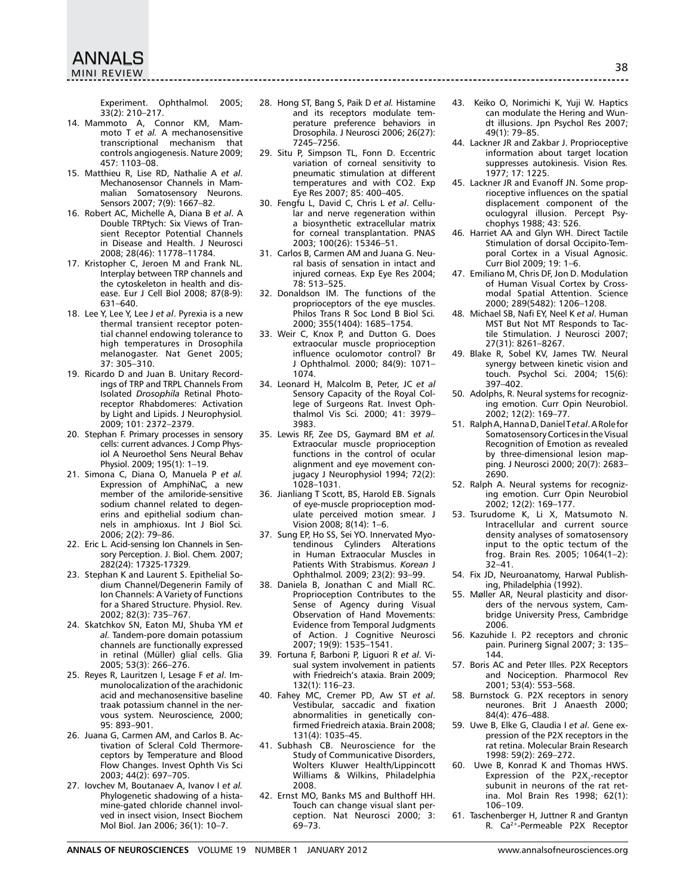Experiment. Ophthalmol. 2005; 33(2): 210–217.

14. Mammoto A, Connor KM, Mammoto T *et al.* A mechanosensitive transcriptional mechanism that controls angiogenesis. Nature 2009; 457: 1103–08.
15. Matthieu R, Lise RD, Nathalie A *et al*. Mechanosensor Channels in Mammalian Somatosensory Neurons. Sensors 2007; 7(9): 1667–82.
16. Robert AC, Michelle A, Diana B *et al*. A Double TRPtych: Six Views of Transient Receptor Potential Channels in Disease and Health. J Neurosci 2008; 28(46): 11778–11784.
17. Kristopher C, Jeroen M and Frank NL. Interplay between TRP channels and the cytoskeleton in health and disease. Eur J Cell Biol 2008; 87(8-9): 631–640.
18. Lee Y, Lee Y, Lee J *et al*. Pyrexia is a new thermal transient receptor potential channel endowing tolerance to high temperatures in Drosophila melanogaster. Nat Genet 2005; 37: 305–310.
19. Ricardo D and Juan B. Unitary Recordings of TRP and TRPL Channels From Isolated *Drosophila* Retinal Photoreceptor Rhabdomeres: Activation by Light and Lipids. J Neurophysiol. 2009; 101: 2372–2379.
20. Stephan F. Primary processes in sensory cells: current advances. J Comp Physiol A Neuroethol Sens Neural Behav Physiol. 2009; 195(1): 1–19.
21. Simona C, Diana O, Manuela P *et al.* Expression of AmphiNaC, a new member of the amiloride-sensitive sodium channel related to degenerins and epithelial sodium channels in amphioxus. Int J Biol Sci. 2006; 2(2): 79–86.
22. Eric L. Acid-sensing Ion Channels in Sensory Perception. J. Biol. Chem. 2007; 282(24): 17325-17329.
23. Stephan K and Laurent S. Epithelial Sodium Channel/Degenerin Family of Ion Channels: A Variety of Functions for a Shared Structure. Physiol. Rev. 2002; 82(3): 735–767.
24. Skatchkov SN, Eaton MJ, Shuba YM *et al.* Tandem-pore domain potassium channels are functionally expressed in retinal (Müller) glial cells. Glia 2005; 53(3): 266–276.
25. Reyes R, Lauritzen I, Lesage F *et al*. Immunolocalization of the arachidonic acid and mechanosensitive baseline traak potassium channel in the nervous system. Neuroscience*,* 2000; 95: 893–901.
26. Juana G, Carmen AM, and Carlos B. Activation of Scleral Cold Thermoreceptors by Temperature and Blood Flow Changes. Invest Ophth Vis Sci 2003; 44(2): 697–705.
27. Iovchev M, Boutanaev A, Ivanov I *et al.* Phylogenetic shadowing of a histamine-gated chloride channel involved in insect vision, Insect Biochem Mol Biol. Jan 2006; 36(1): 10–7.
28. Hong ST, Bang S, Paik D *et al.* Histamine and its receptors modulate temperature preference behaviors in Drosophila. J Neurosci 2006; 26(27): 7245–7256.
29. Situ P, Simpson TL, Fonn D. Eccentric variation of corneal sensitivity to pneumatic stimulation at different temperatures and with CO2. Exp Eye Res 2007; 85: 400–405.
30. Fengfu L, David C, Chris L *et al*. Cellular and nerve regeneration within a biosynthetic extracellular matrix for corneal transplantation. PNAS 2003; 100(26): 15346–51.
31. Carlos B, Carmen AM and Juana G. Neural basis of sensation in intact and injured corneas. Exp Eye Res 2004; 78: 513–525.
32. Donaldson IM. The functions of the proprioceptors of the eye muscles. Philos Trans R Soc Lond B Biol Sci. 2000; 355(1404): 1685–1754.
33. Weir C, Knox P, and Dutton G. Does extraocular muscle proprioception influence oculomotor control? Br J Ophthalmol. 2000; 84(9): 1071–1074.
34. Leonard H, Malcolm B, Peter, JC *et al* Sensory Capacity of the Royal College of Surgeons Rat. Invest Ophthalmol Vis Sci. 2000; 41: 3979–3983.
35. Lewis RF, Zee DS, Gaymard BM *et al.* Extraocular muscle proprioception functions in the control of ocular alignment and eye movement conjugacy J Neurophysiol 1994; 72(2): 1028–1031.
36. Jianliang T Scott, BS, Harold EB. Signals of eye-muscle proprioception modulate perceived motion smear. J Vision 2008; 8(14): 1–6.
37. Sung EP, Ho SS, Sei YO. Innervated Myotendinous Cylinders Alterations in Human Extraocular Muscles in Patients With Strabismus. *Korean* J Ophthalmol. 2009; 23(2): 93–99.
38. Daniela B, Jonathan C and Miall RC. Proprioception Contributes to the Sense of Agency during Visual Observation of Hand Movements: Evidence from Temporal Judgments of Action. J Cognitive Neurosci 2007; 19(9): 1535–1541.
39. Fortuna F, Barboni P, Liguori R *et al*. Visual system involvement in patients with Friedreich's ataxia. Brain 2009; 132(1): 116–23.
40. Fahey MC, Cremer PD, Aw ST *et al*. Vestibular, saccadic and fixation abnormalities in genetically confirmed Friedreich ataxia. Brain 2008; 131(4): 1035–45.
41. Subhash CB. Neuroscience for the Study of Communicative Disorders, Wolters Kluwer Health/Lippincott Williams & Wilkins, Philadelphia 2008.
42. Ernst MO, Banks MS and Bulthoff HH. Touch can change visual slant perception. Nat Neurosci 2000; 3: 69–73.
43. Keiko O, Norimichi K, Yuji W. Haptics can modulate the Hering and Wundt illusions. Jpn Psychol Res 2007; 49(1): 79–85.
44. Lackner JR and Zakbar J. Proprioceptive information about target location suppresses autokinesis. Vision Res. 1977; 17: 1225.
45. Lackner JR and Evanoff JN. Some proprioceptive influences on the spatial displacement component of the oculogyral illusion. Percept Psychophys 1988; 43: 526.
46. Harriet AA and Glyn WH. Direct Tactile Stimulation of dorsal Occipito-Temporal Cortex in a Visual Agnosic. Curr Biol 2009; 19: 1–6.
47. Emiliano M, Chris DF, Jon D. Modulation of Human Visual Cortex by Crossmodal Spatial Attention. Science 2000; 289(5482): 1206–1208.
48. Michael SB, Nafi EY, Neel K *et al*. Human MST But Not MT Responds to Tactile Stimulation. J Neurosci 2007; 27(31): 8261–8267.
49. Blake R, Sobel KV, James TW. Neural synergy between kinetic vision and touch. Psychol Sci. 2004; 15(6): 397–402.
50. Adolphs, R. Neural systems for recognizing emotion. Curr Opin Neurobiol. 2002; 12(2): 169–77.
51. Ralph A, Hanna D, Daniel T *et al*. A Role for Somatosensory Cortices in the Visual Recognition of Emotion as revealed by three-dimensional lesion mapping. J Neurosci 2000; 20(7): 2683–2690.
52. Ralph A. Neural systems for recognizing emotion. Curr Opin Neurobiol 2002; 12(2): 169–177.
53. Tsurudome K, Li X, Matsumoto N. Intracellular and current source density analyses of somatosensory input to the optic tectum of the frog. Brain Res. 2005; 1064(1–2): 32–41.
54. Fix JD, Neuroanatomy, Harwal Publishing, Philadelphia (1992).
55. Møller AR, Neural plasticity and disorders of the nervous system, Cambridge University Press, Cambridge 2006.
56. Kazuhide I. P2 receptors and chronic pain. Purinerg Signal 2007; 3: 135–144.
57. Boris AC and Peter Illes. P2X Receptors and Nociception. Pharmocol Rev 2001; 53(4): 553–568.
58. Burnstock G. P2X receptors in senory neurones. Brit J Anaesth 2000; 84(4): 476–488.
59. Uwe B, Elke G, Claudia I *et al*. Gene expression of the P2X receptors in the rat retina. Molecular Brain Research 1998: 59(2): 269–272.
60. Uwe B, Konrad K and Thomas HWS. Expression of the $P2X_7$-receptor subunit in neurons of the rat retina. Mol Brain Res 1998; 62(1): 106–109.
61. Taschenberger H, Juttner R and Grantyn R. $Ca^{2+}$-Permeable P2X Receptor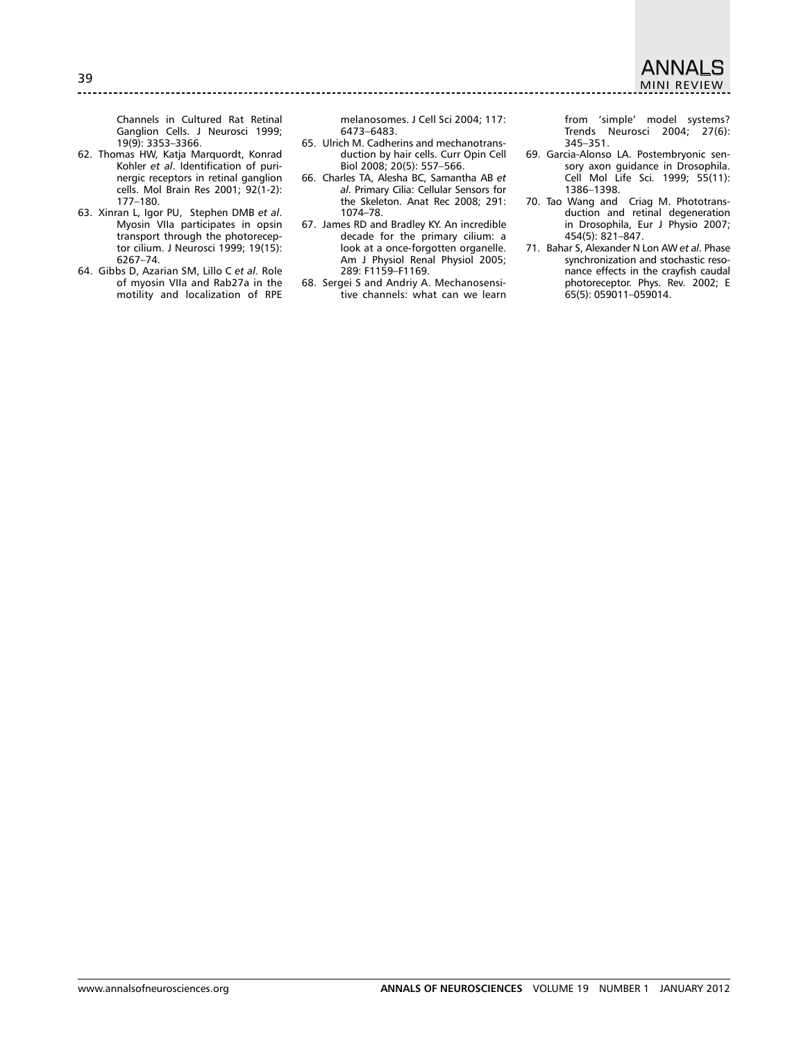Channels in Cultured Rat Retinal Ganglion Cells. J Neurosci 1999; 19(9): 3353–3366.

62. Thomas HW, Katja Marquordt, Konrad Kohler *et al*. Identification of purinergic receptors in retinal ganglion cells. Mol Brain Res 2001; 92(1-2): 177–180.
63. Xinran L, Igor PU, Stephen DMB *et al*. Myosin VIIa participates in opsin transport through the photoreceptor cilium. J Neurosci 1999; 19(15): 6267–74.
64. Gibbs D, Azarian SM, Lillo C *et al.* Role of myosin VIIa and Rab27a in the motility and localization of RPE melanosomes. J Cell Sci 2004; 117: 6473–6483.
65. Ulrich M. Cadherins and mechanotransduction by hair cells. Curr Opin Cell Biol 2008; 20(5): 557–566.
66. Charles TA, Alesha BC, Samantha AB *et al*. Primary Cilia: Cellular Sensors for the Skeleton. Anat Rec 2008; 291: 1074–78.
67. James RD and Bradley KY. An incredible decade for the primary cilium: a look at a once-forgotten organelle. Am J Physiol Renal Physiol 2005; 289: F1159–F1169.
68. Sergei S and Andriy A. Mechanosensitive channels: what can we learn from 'simple' model systems? Trends Neurosci 2004; 27(6): 345–351.
69. Garcia-Alonso LA. Postembryonic sensory axon guidance in Drosophila. Cell Mol Life Sci. 1999; 55(11): 1386–1398.
70. Tao Wang and Criag M. Phototransduction and retinal degeneration in Drosophila, Eur J Physio 2007; 454(5): 821–847.
71. Bahar S, Alexander N Lon AW *et al*. Phase synchronization and stochastic resonance effects in the crayfish caudal photoreceptor. Phys. Rev. 2002; E 65(5): 059011–059014.